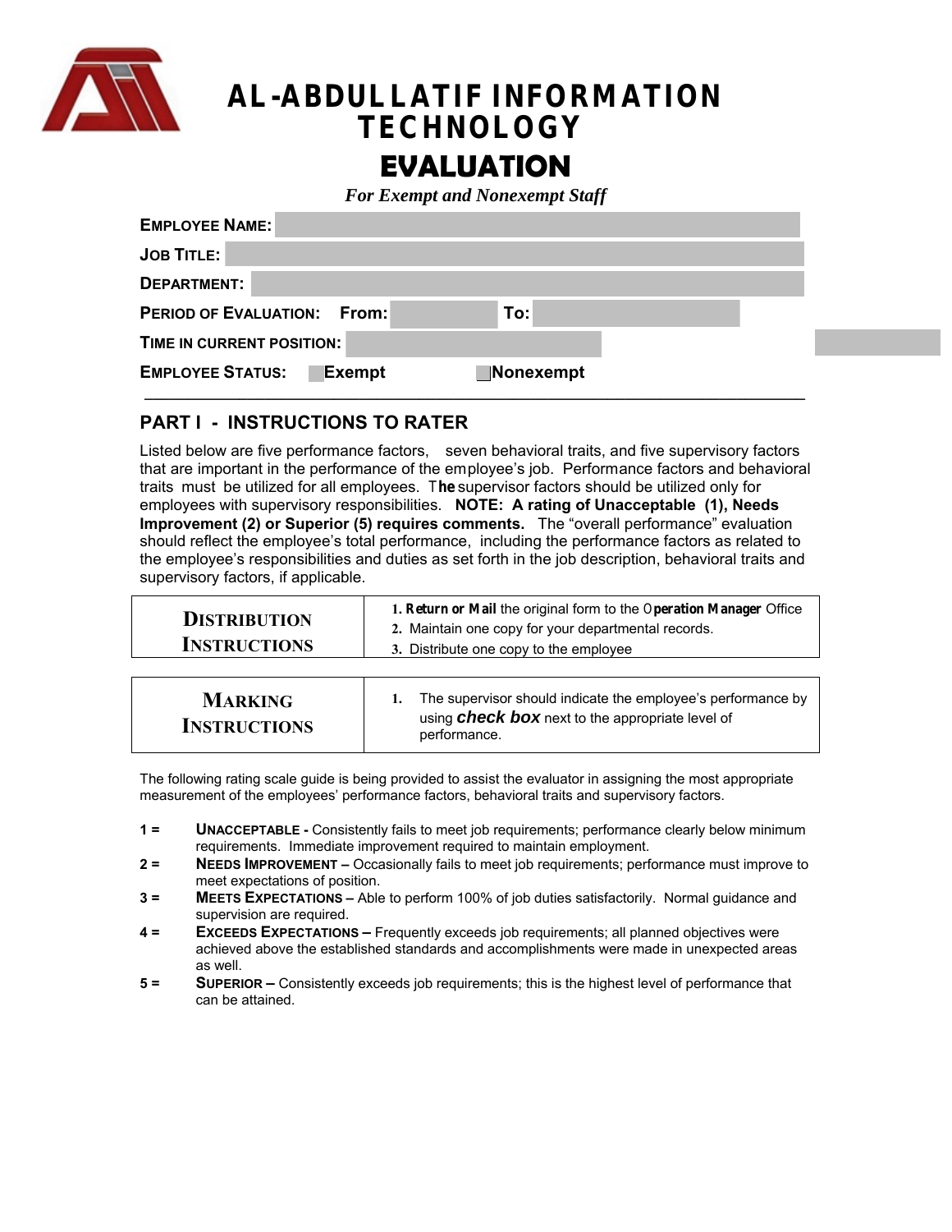# AL-ABDULLATIF INFORMATION TECHNOLOGY

# EVALUATION

*For Exempt and Nonexempt Staff*

**EMPLOYEE NAME:**

**JOB TITLE:**

**DEPARTMENT:**

**PERIOD OF EVALUATION:** **From:** **To:**

**TIME IN CURRENT POSITION:**

**EMPLOYEE STATUS:** ☐ **Exempt** ☐ **Nonexempt**

---

## PART I - INSTRUCTIONS TO RATER

Listed below are five performance factors, seven behavioral traits, and five supervisory factors that are important in the performance of the employee's job. Performance factors and behavioral traits must be utilized for all employees. The supervisor factors should be utilized only for employees with supervisory responsibilities. **NOTE: A rating of Unacceptable (1), Needs Improvement (2) or Superior (5) requires comments.** The "overall performance" evaluation should reflect the employee's total performance, including the performance factors as related to the employee's responsibilities and duties as set forth in the job description, behavioral traits and supervisory factors, if applicable.

| | |
|---|---|
| **DISTRIBUTION INSTRUCTIONS** | 1. **Return or Mail** the original form to the **Operation Manager** Office<br>2. Maintain one copy for your departmental records.<br>3. Distribute one copy to the employee |

| | |
|---|---|
| **MARKING INSTRUCTIONS** | 1. The supervisor should indicate the employee's performance by using ***check box*** next to the appropriate level of performance. |

The following rating scale guide is being provided to assist the evaluator in assigning the most appropriate measurement of the employees' performance factors, behavioral traits and supervisory factors.

- **1 =** **UNACCEPTABLE -** Consistently fails to meet job requirements; performance clearly below minimum requirements. Immediate improvement required to maintain employment.
- **2 =** **NEEDS IMPROVEMENT –** Occasionally fails to meet job requirements; performance must improve to meet expectations of position.
- **3 =** **MEETS EXPECTATIONS –** Able to perform 100% of job duties satisfactorily. Normal guidance and supervision are required.
- **4 =** **EXCEEDS EXPECTATIONS –** Frequently exceeds job requirements; all planned objectives were achieved above the established standards and accomplishments were made in unexpected areas as well.
- **5 =** **SUPERIOR –** Consistently exceeds job requirements; this is the highest level of performance that can be attained.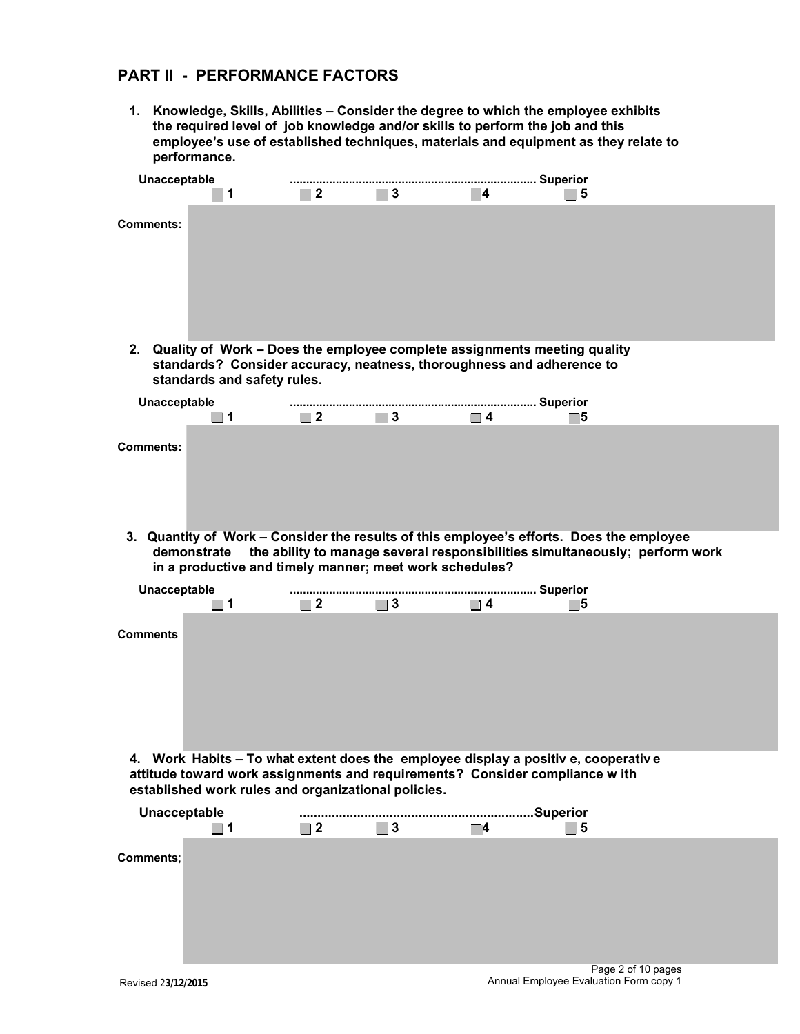## PART II - PERFORMANCE FACTORS

1. **Knowledge, Skills, Abilities – Consider the degree to which the employee exhibits the required level of job knowledge and/or skills to perform the job and this employee's use of established techniques, materials and equipment as they relate to performance.**

**Unacceptable** ........................................................................ **Superior**

☐ **1** ☐ **2** ☐ **3** ☐ **4** ☐ **5**

**Comments:**

2. **Quality of Work – Does the employee complete assignments meeting quality standards? Consider accuracy, neatness, thoroughness and adherence to standards and safety rules.**

**Unacceptable** ........................................................................ **Superior**

☐ **1** ☐ **2** ☐ **3** ☐ **4** ☐ **5**

**Comments:**

3. **Quantity of Work – Consider the results of this employee's efforts. Does the employee demonstrate the ability to manage several responsibilities simultaneously; perform work in a productive and timely manner; meet work schedules?**

**Unacceptable** ........................................................................ **Superior**

☐ **1** ☐ **2** ☐ **3** ☐ **4** ☐ **5**

**Comments**

4. **Work Habits – To what extent does the employee display a positiv e, cooperativ e attitude toward work assignments and requirements? Consider compliance w ith established work rules and organizational policies.**

**Unacceptable** ................................................................**Superior**

☐ **1** ☐ **2** ☐ **3** ☐ **4** ☐ **5**

**Comments**;

Revised 23/12/2015

Annual Employee Evaluation Form copy 1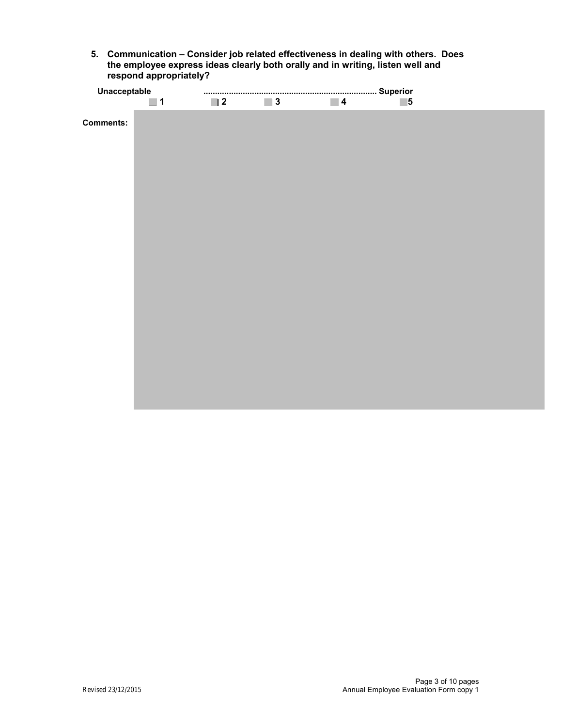5. **Communication – Consider job related effectiveness in dealing with others. Does the employee express ideas clearly both orally and in writing, listen well and respond appropriately?**

**Unacceptable ........................................................................... Superior**

☐ **1** ☐ **2** ☐ **3** ☐ **4** ☐ **5**

**Comments:**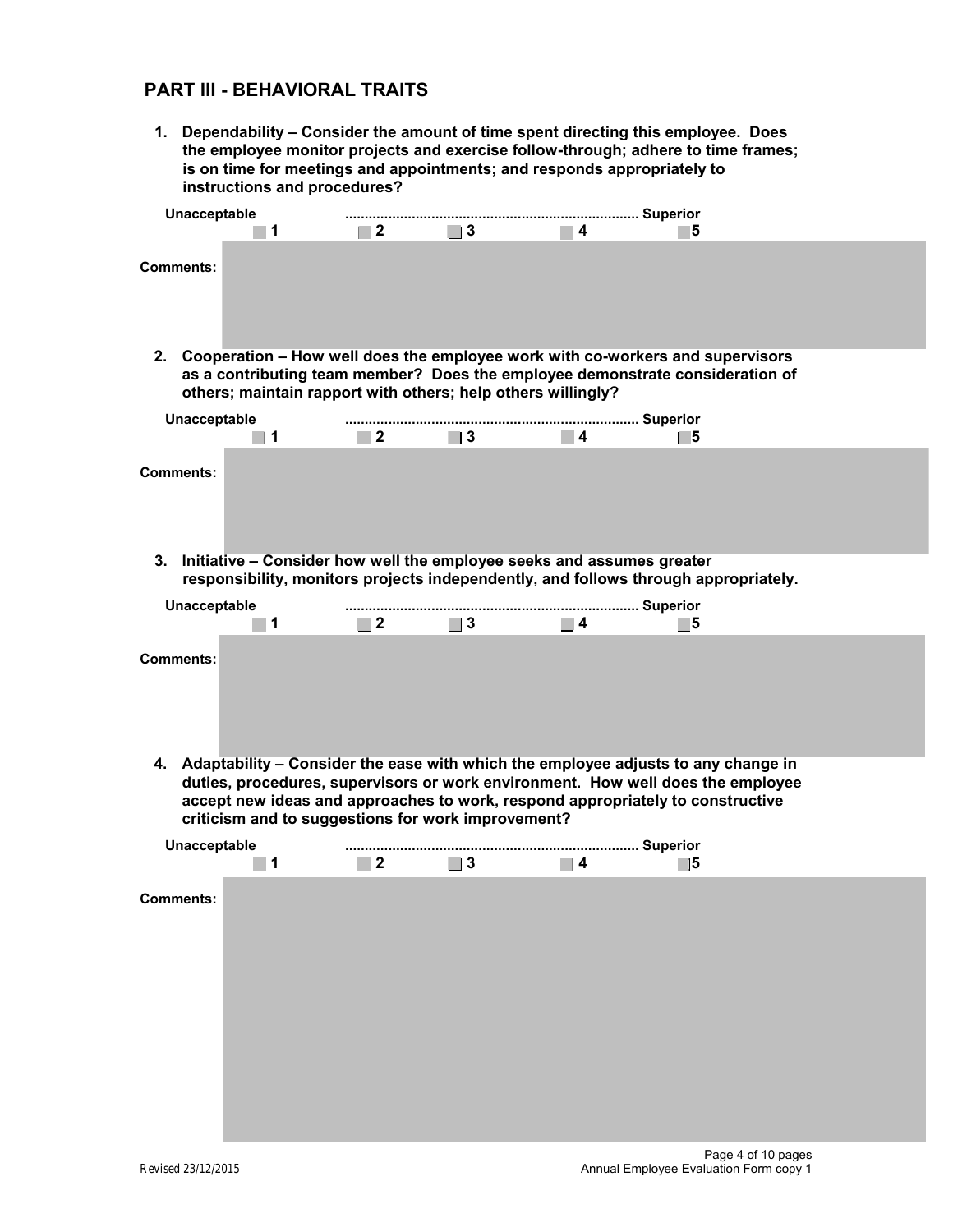## PART III - BEHAVIORAL TRAITS

**1. Dependability – Consider the amount of time spent directing this employee. Does the employee monitor projects and exercise follow-through; adhere to time frames; is on time for meetings and appointments; and responds appropriately to instructions and procedures?**

**Unacceptable** .......................................................................... **Superior**

☐ **1** ☐ **2** ☐ **3** ☐ **4** ☐ **5**

**Comments:**

**2. Cooperation – How well does the employee work with co-workers and supervisors as a contributing team member? Does the employee demonstrate consideration of others; maintain rapport with others; help others willingly?**

**Unacceptable** .......................................................................... **Superior**

☐ **1** ☐ **2** ☐ **3** ☐ **4** ☐ **5**

**Comments:**

**3. Initiative – Consider how well the employee seeks and assumes greater responsibility, monitors projects independently, and follows through appropriately.**

**Unacceptable** .......................................................................... **Superior**

☐ **1** ☐ **2** ☐ **3** ☐ **4** ☐ **5**

**Comments:**

**4. Adaptability – Consider the ease with which the employee adjusts to any change in duties, procedures, supervisors or work environment. How well does the employee accept new ideas and approaches to work, respond appropriately to constructive criticism and to suggestions for work improvement?**

**Unacceptable** .......................................................................... **Superior**

☐ **1** ☐ **2** ☐ **3** ☐ **4** ☐ **5**

**Comments:**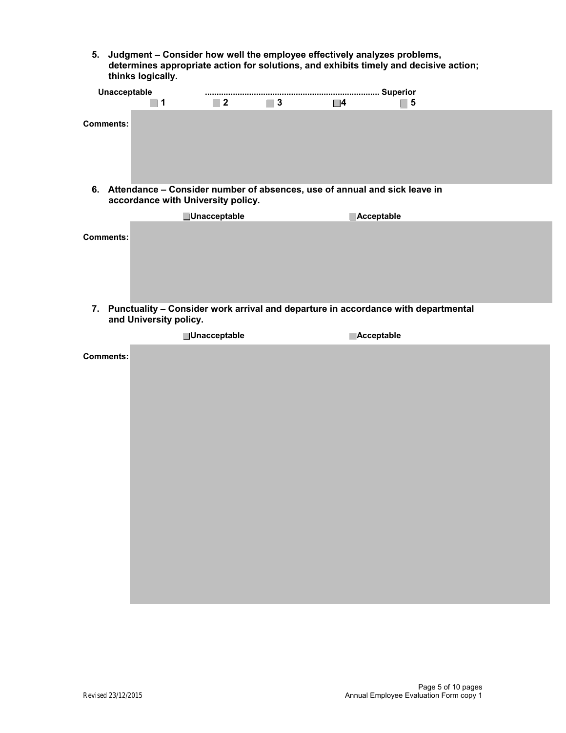**5. Judgment – Consider how well the employee effectively analyzes problems, determines appropriate action for solutions, and exhibits timely and decisive action; thinks logically.**

**Unacceptable** ........................................................................ **Superior**

☐ **1** ☐ **2** ☐ **3** ☐ **4** ☐ **5**

**Comments:**

**6. Attendance – Consider number of absences, use of annual and sick leave in accordance with University policy.**

☐ **Unacceptable** ☐ **Acceptable**

**Comments:**

**7. Punctuality – Consider work arrival and departure in accordance with departmental and University policy.**

☐ **Unacceptable** ☐ **Acceptable**

**Comments:**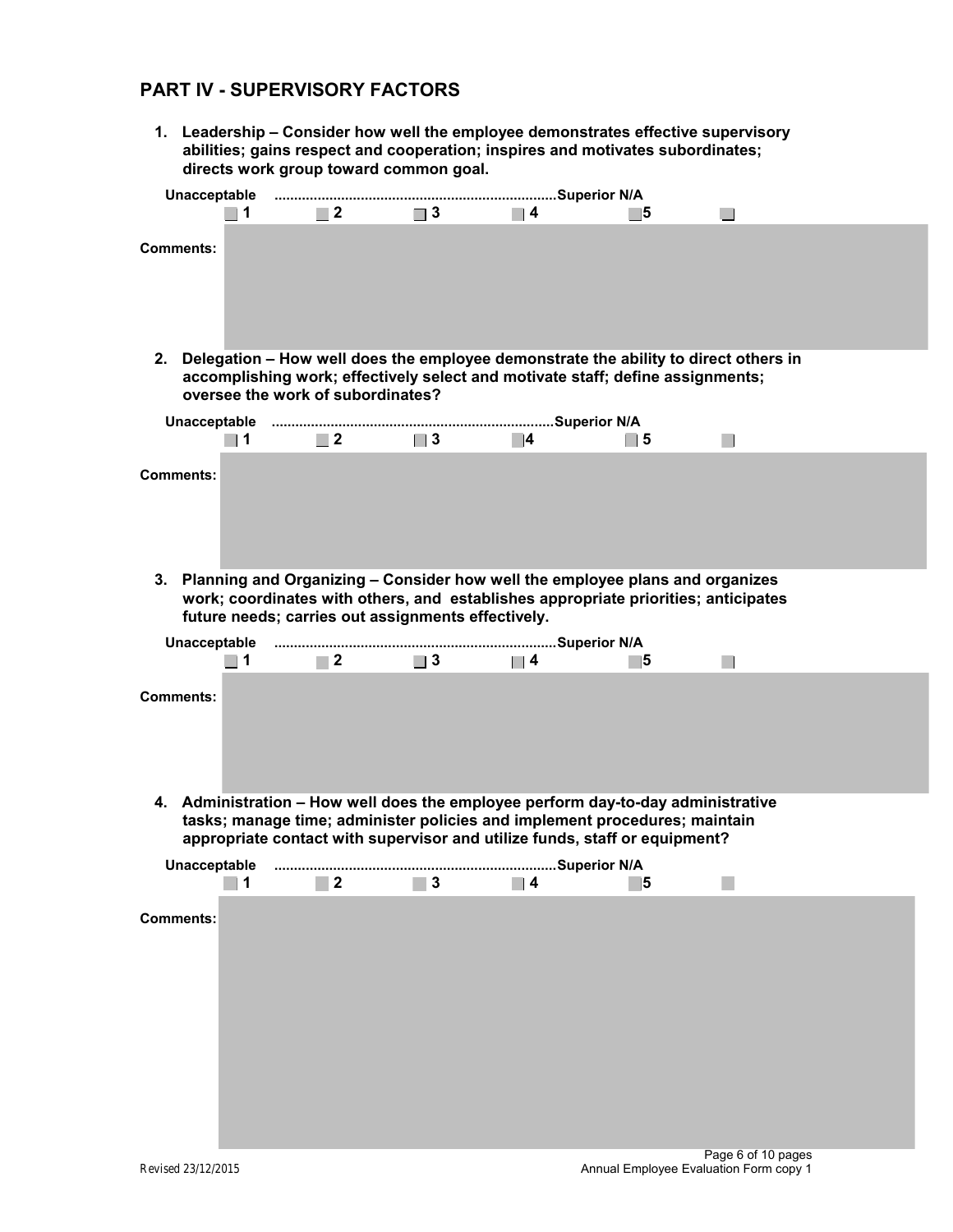## PART IV - SUPERVISORY FACTORS

1. **Leadership – Consider how well the employee demonstrates effective supervisory abilities; gains respect and cooperation; inspires and motivates subordinates; directs work group toward common goal.**

**Unacceptable .......................................................................Superior N/A**

☐ **1** ☐ **2** ☐ **3** ☐ **4** ☐ **5** ☐

**Comments:**

2. **Delegation – How well does the employee demonstrate the ability to direct others in accomplishing work; effectively select and motivate staff; define assignments; oversee the work of subordinates?**

**Unacceptable .......................................................................Superior N/A**

☐ **1** ☐ **2** ☐ **3** ☐ **4** ☐ **5** ☐

**Comments:**

3. **Planning and Organizing – Consider how well the employee plans and organizes work; coordinates with others, and establishes appropriate priorities; anticipates future needs; carries out assignments effectively.**

**Unacceptable .......................................................................Superior N/A**

☐ **1** ☐ **2** ☐ **3** ☐ **4** ☐ **5** ☐

**Comments:**

4. **Administration – How well does the employee perform day-to-day administrative tasks; manage time; administer policies and implement procedures; maintain appropriate contact with supervisor and utilize funds, staff or equipment?**

**Unacceptable .......................................................................Superior N/A**

☐ **1** ☐ **2** ☐ **3** ☐ **4** ☐ **5** ☐

**Comments:**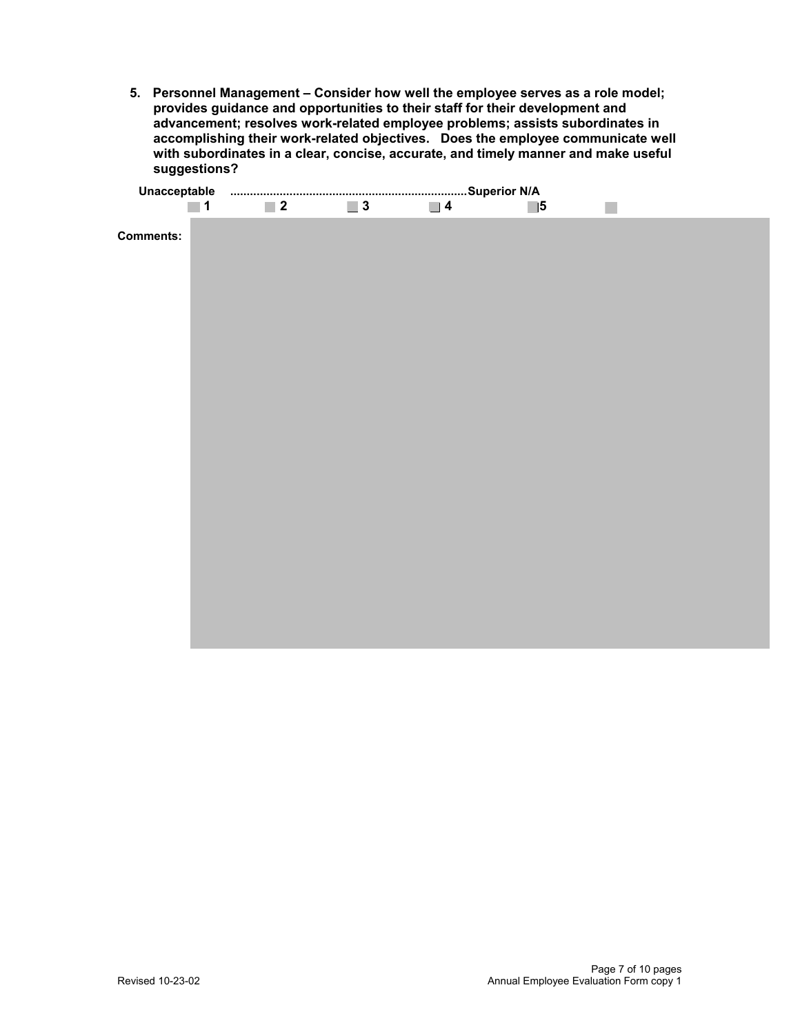5. **Personnel Management – Consider how well the employee serves as a role model; provides guidance and opportunities to their staff for their development and advancement; resolves work-related employee problems; assists subordinates in accomplishing their work-related objectives. Does the employee communicate well with subordinates in a clear, concise, accurate, and timely manner and make useful suggestions?**

**Unacceptable .......................................................................Superior N/A**

☐ **1** ☐ **2** ☐ **3** ☐ **4** ☐ **5** ☐

**Comments:**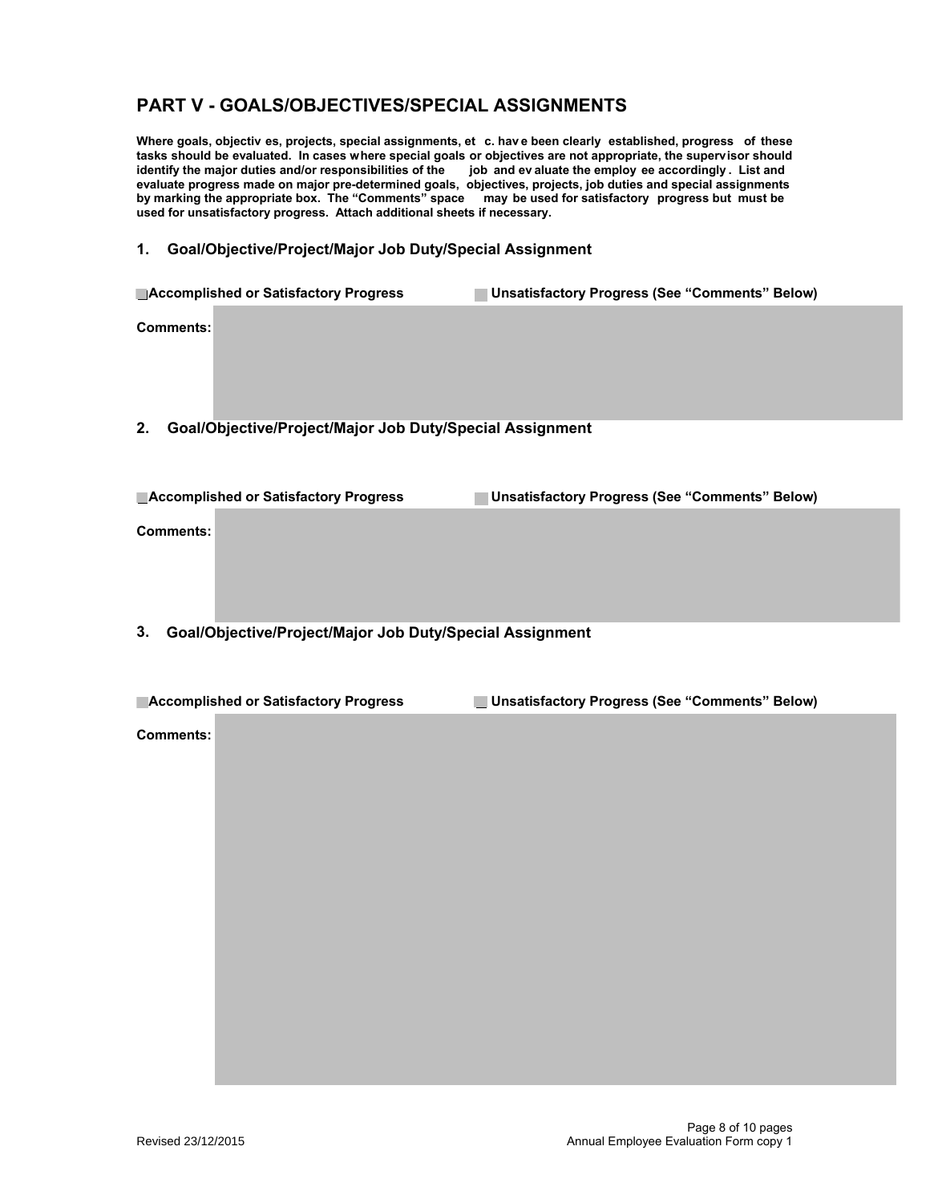## PART V - GOALS/OBJECTIVES/SPECIAL ASSIGNMENTS

**Where goals, objectives, projects, special assignments, etc. have been clearly established, progress of these tasks should be evaluated. In cases where special goals or objectives are not appropriate, the supervisor should identify the major duties and/or responsibilities of the job and evaluate the employee accordingly. List and evaluate progress made on major pre-determined goals, objectives, projects, job duties and special assignments by marking the appropriate box. The "Comments" space may be used for satisfactory progress but must be used for unsatisfactory progress. Attach additional sheets if necessary.**

### 1. Goal/Objective/Project/Major Job Duty/Special Assignment

☐ **Accomplished or Satisfactory Progress** ☐ **Unsatisfactory Progress (See "Comments" Below)**

**Comments:**

### 2. Goal/Objective/Project/Major Job Duty/Special Assignment

☐ **Accomplished or Satisfactory Progress** ☐ **Unsatisfactory Progress (See "Comments" Below)**

**Comments:**

### 3. Goal/Objective/Project/Major Job Duty/Special Assignment

☐ **Accomplished or Satisfactory Progress** ☐ **Unsatisfactory Progress (See "Comments" Below)**

**Comments:**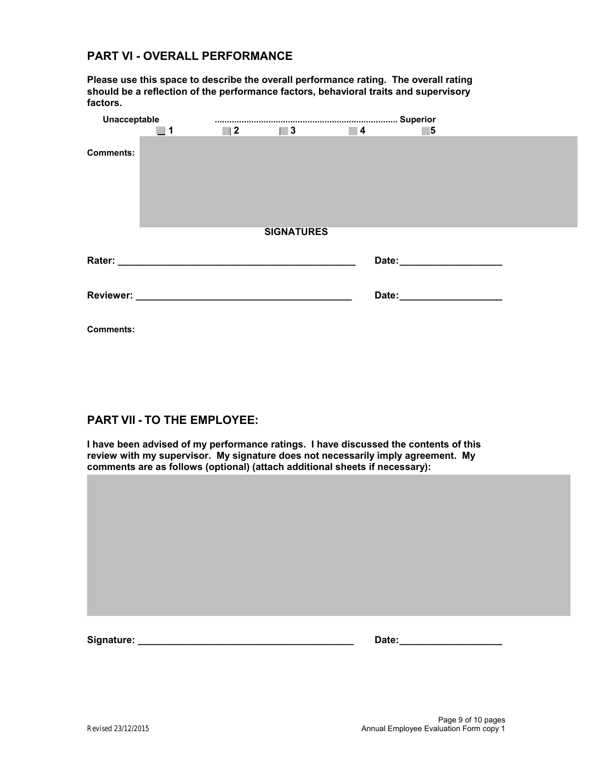## PART VI - OVERALL PERFORMANCE

**Please use this space to describe the overall performance rating. The overall rating should be a reflection of the performance factors, behavioral traits and supervisory factors.**

**Unacceptable .......................................................................... Superior**

☐ **1** ☐ **2** ☐ **3** ☐ **4** ☐ **5**

**Comments:**

**SIGNATURES**

**Rater: ____________________________________________ Date:___________________**

**Reviewer: ________________________________________ Date:___________________**

**Comments:**

## PART VII - TO THE EMPLOYEE:

**I have been advised of my performance ratings. I have discussed the contents of this review with my supervisor. My signature does not necessarily imply agreement. My comments are as follows (optional) (attach additional sheets if necessary):**

**Signature: _______________________________________ Date:___________________**

*Revised 23/12/2015*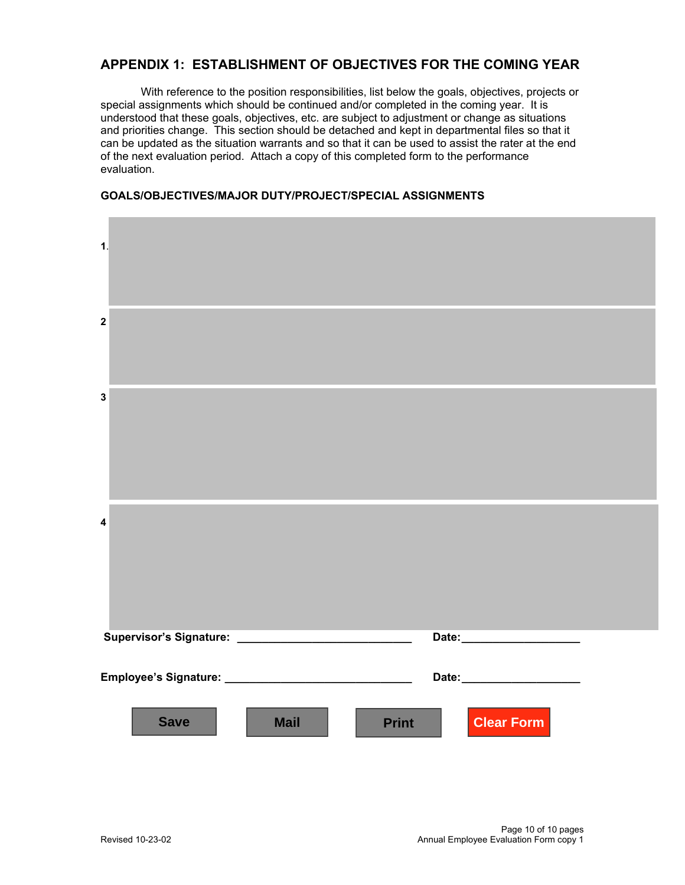## APPENDIX 1: ESTABLISHMENT OF OBJECTIVES FOR THE COMING YEAR

With reference to the position responsibilities, list below the goals, objectives, projects or special assignments which should be continued and/or completed in the coming year. It is understood that these goals, objectives, etc. are subject to adjustment or change as situations and priorities change. This section should be detached and kept in departmental files so that it can be updated as the situation warrants and so that it can be used to assist the rater at the end of the next evaluation period. Attach a copy of this completed form to the performance evaluation.

### GOALS/OBJECTIVES/MAJOR DUTY/PROJECT/SPECIAL ASSIGNMENTS

**1.**

**2**

**3**

**4**

**Supervisor's Signature:** ____________________________ **Date:**__________________

**Employee's Signature:** ______________________________ **Date:**__________________

**Save** **Mail** **Print** **Clear Form**

Revised 10-23-02

Annual Employee Evaluation Form copy 1